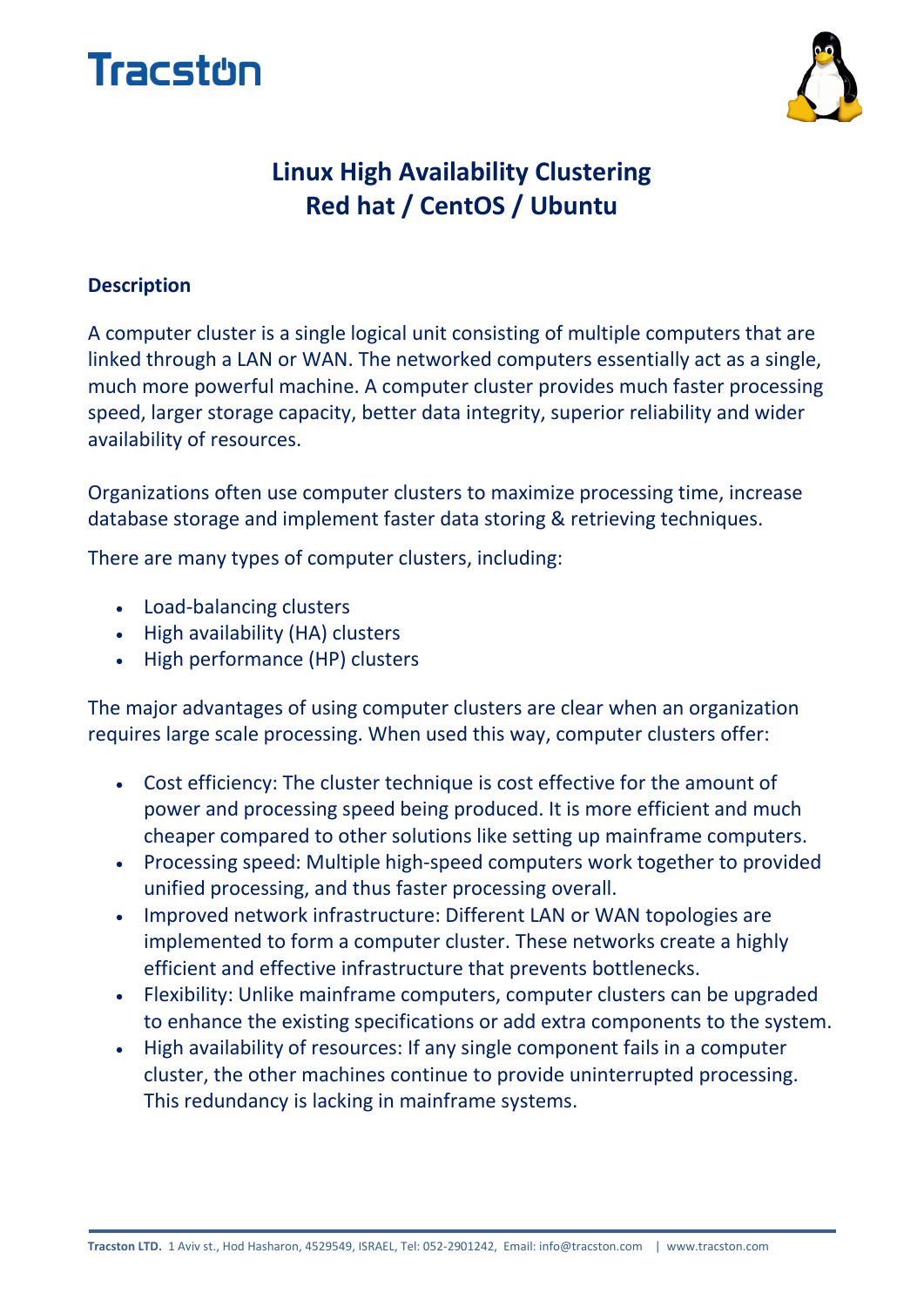Tracston

# Linux High Availability Clustering
# Red hat / CentOS / Ubuntu

## Description

A computer cluster is a single logical unit consisting of multiple computers that are linked through a LAN or WAN. The networked computers essentially act as a single, much more powerful machine. A computer cluster provides much faster processing speed, larger storage capacity, better data integrity, superior reliability and wider availability of resources.

Organizations often use computer clusters to maximize processing time, increase database storage and implement faster data storing & retrieving techniques.

There are many types of computer clusters, including:

- Load-balancing clusters
- High availability (HA) clusters
- High performance (HP) clusters

The major advantages of using computer clusters are clear when an organization requires large scale processing. When used this way, computer clusters offer:

- Cost efficiency: The cluster technique is cost effective for the amount of power and processing speed being produced. It is more efficient and much cheaper compared to other solutions like setting up mainframe computers.
- Processing speed: Multiple high-speed computers work together to provided unified processing, and thus faster processing overall.
- Improved network infrastructure: Different LAN or WAN topologies are implemented to form a computer cluster. These networks create a highly efficient and effective infrastructure that prevents bottlenecks.
- Flexibility: Unlike mainframe computers, computer clusters can be upgraded to enhance the existing specifications or add extra components to the system.
- High availability of resources: If any single component fails in a computer cluster, the other machines continue to provide uninterrupted processing. This redundancy is lacking in mainframe systems.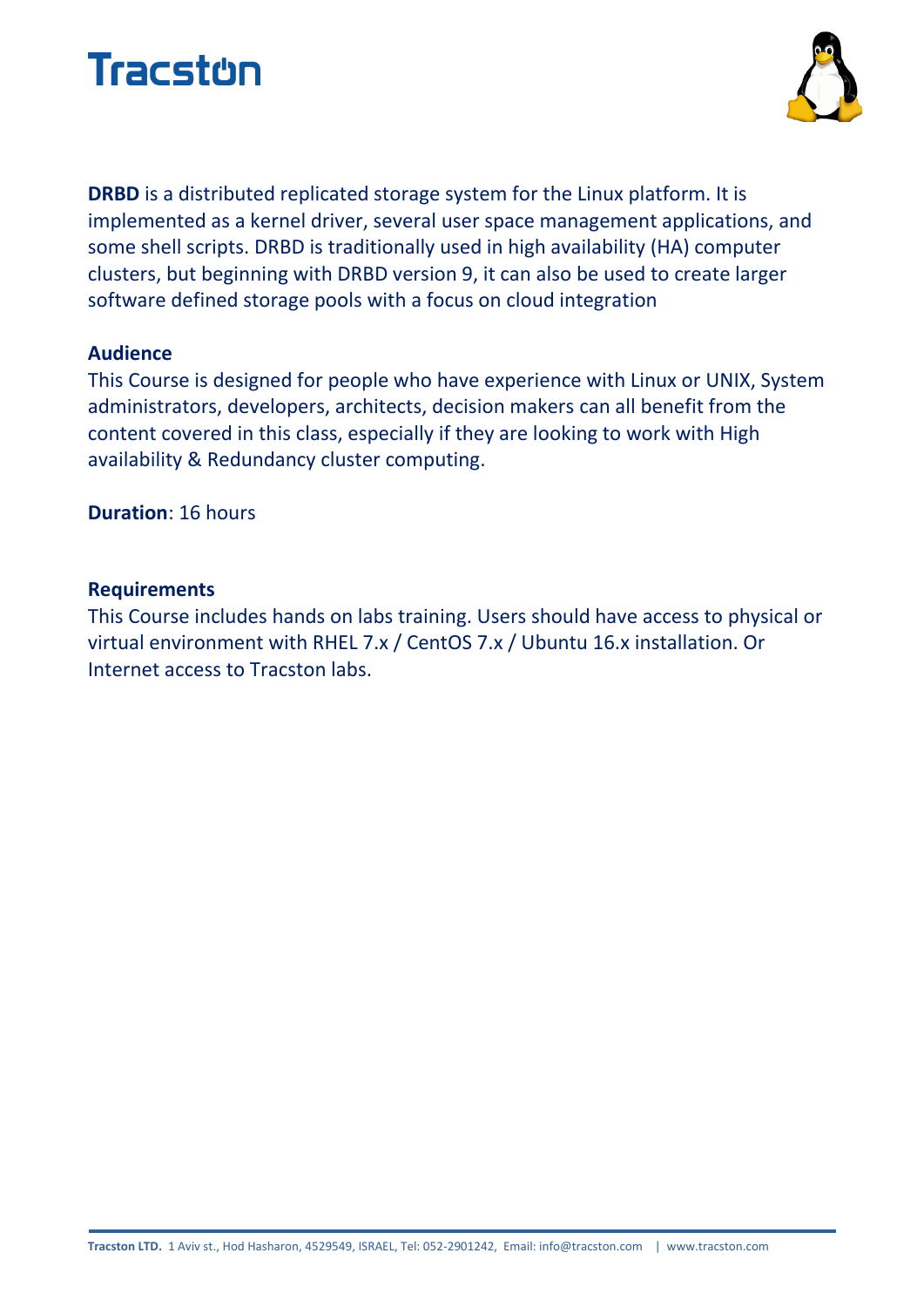**DRBD** is a distributed replicated storage system for the Linux platform. It is implemented as a kernel driver, several user space management applications, and some shell scripts. DRBD is traditionally used in high availability (HA) computer clusters, but beginning with DRBD version 9, it can also be used to create larger software defined storage pools with a focus on cloud integration

**Audience**

This Course is designed for people who have experience with Linux or UNIX, System administrators, developers, architects, decision makers can all benefit from the content covered in this class, especially if they are looking to work with High availability & Redundancy cluster computing.

**Duration**: 16 hours

**Requirements**

This Course includes hands on labs training. Users should have access to physical or virtual environment with RHEL 7.x / CentOS 7.x / Ubuntu 16.x installation. Or Internet access to Tracston labs.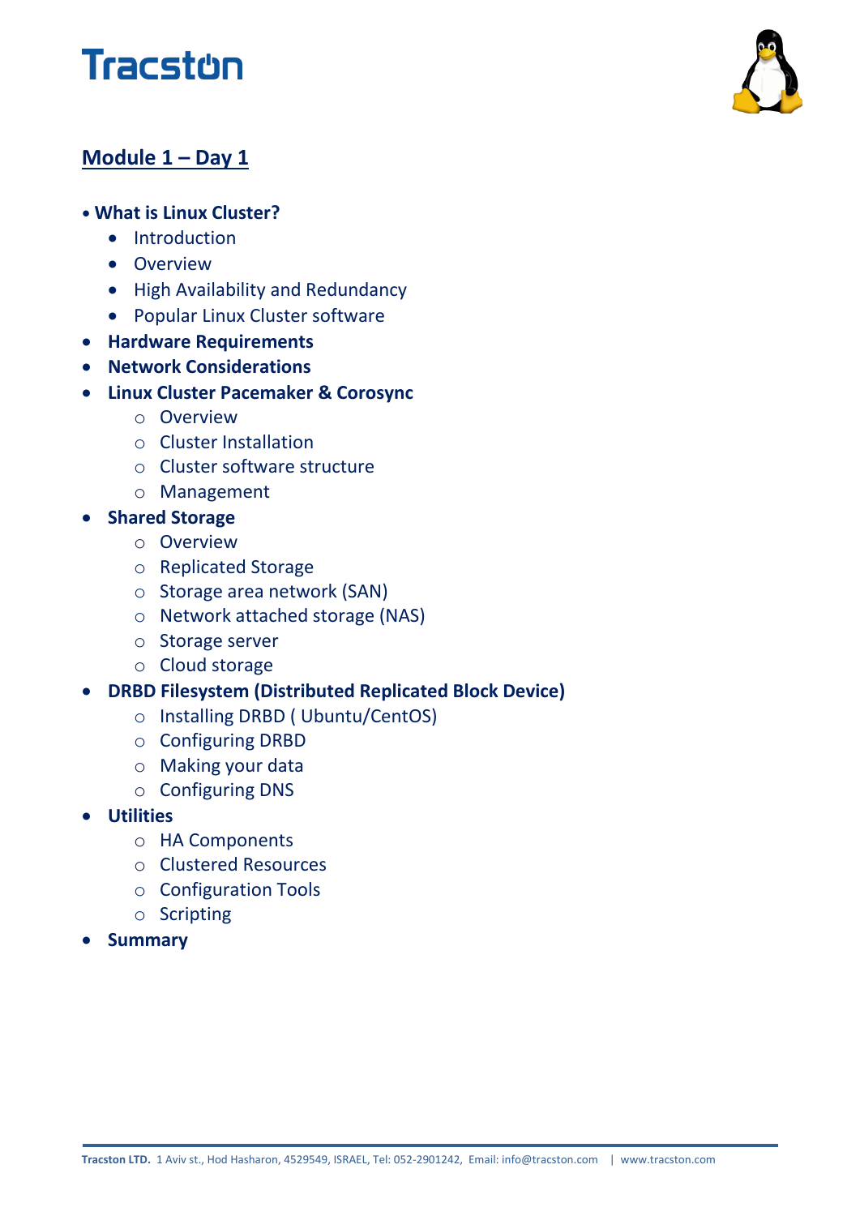# Tracston

## Module 1 – Day 1

- **What is Linux Cluster?**
  - Introduction
  - Overview
  - High Availability and Redundancy
  - Popular Linux Cluster software
- **Hardware Requirements**
- **Network Considerations**
- **Linux Cluster Pacemaker & Corosync**
  - Overview
  - Cluster Installation
  - Cluster software structure
  - Management
- **Shared Storage**
  - Overview
  - Replicated Storage
  - Storage area network (SAN)
  - Network attached storage (NAS)
  - Storage server
  - Cloud storage
- **DRBD Filesystem (Distributed Replicated Block Device)**
  - Installing DRBD ( Ubuntu/CentOS)
  - Configuring DRBD
  - Making your data
  - Configuring DNS
- **Utilities**
  - HA Components
  - Clustered Resources
  - Configuration Tools
  - Scripting
- **Summary**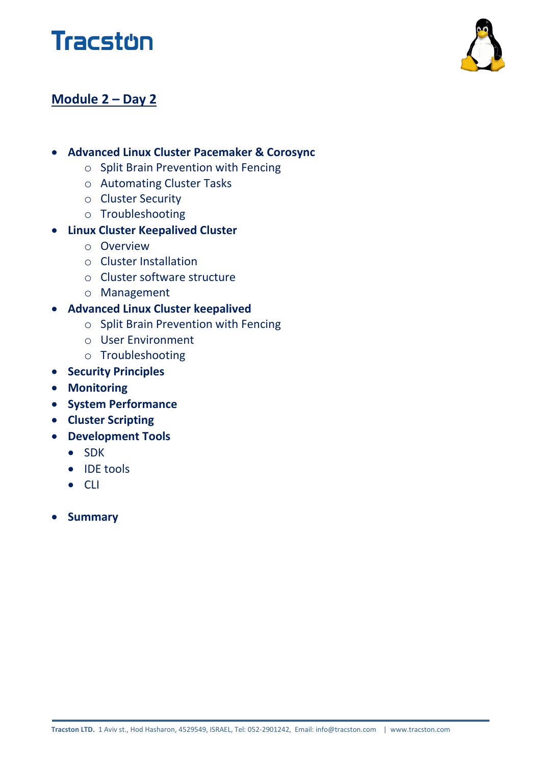Tracston

## Module 2 – Day 2

- **Advanced Linux Cluster Pacemaker & Corosync**
  - Split Brain Prevention with Fencing
  - Automating Cluster Tasks
  - Cluster Security
  - Troubleshooting
- **Linux Cluster Keepalived Cluster**
  - Overview
  - Cluster Installation
  - Cluster software structure
  - Management
- **Advanced Linux Cluster keepalived**
  - Split Brain Prevention with Fencing
  - User Environment
  - Troubleshooting
- **Security Principles**
- **Monitoring**
- **System Performance**
- **Cluster Scripting**
- **Development Tools**
  - SDK
  - IDE tools
  - CLI
- **Summary**